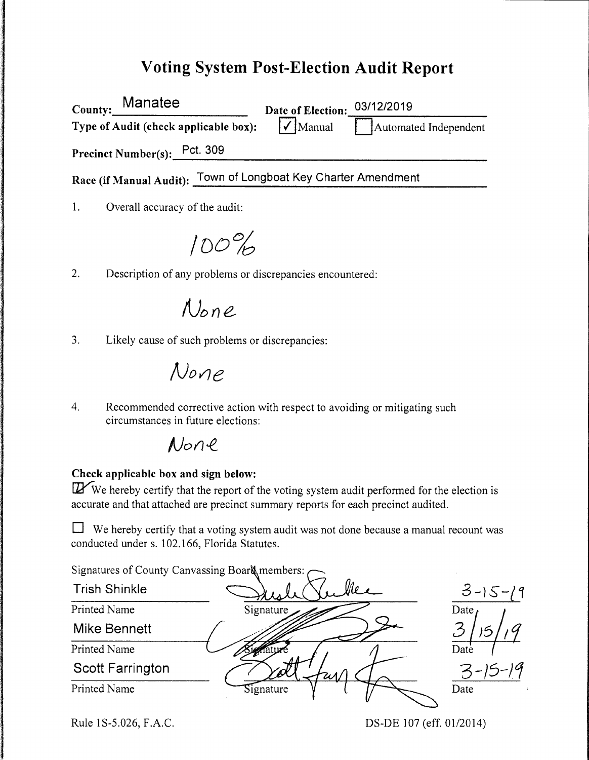# Voting System Post-Election Audit Report

**County:** Manatee **Date of Election:** 03/12/2019

**Type of Audit (check applicable box):** ☑ Manual ☐ Automated Independent

**Precinct Number(s):** Pct. 309

**Race (if Manual Audit):** Town of Longboat Key Charter Amendment

1. Overall accuracy of the audit:

   100%

2. Description of any problems or discrepancies encountered:

   None

3. Likely cause of such problems or discrepancies:

   None

4. Recommended corrective action with respect to avoiding or mitigating such circumstances in future elections:

   None

**Check applicable box and sign below:**

☑ We hereby certify that the report of the voting system audit performed for the election is accurate and that attached are precinct summary reports for each precinct audited.

☐ We hereby certify that a voting system audit was not done because a manual recount was conducted under s. 102.166, Florida Statutes.

Signatures of County Canvassing Board members:

| Printed Name | Signature | Date |
|---|---|---|
| Trish Shinkle | [signature] | 3-15-19 |
| Mike Bennett | [signature] | 3/15/19 |
| Scott Farrington | [signature] | 3-15-19 |

Rule 1S-5.026, F.A.C. DS-DE 107 (eff. 01/2014)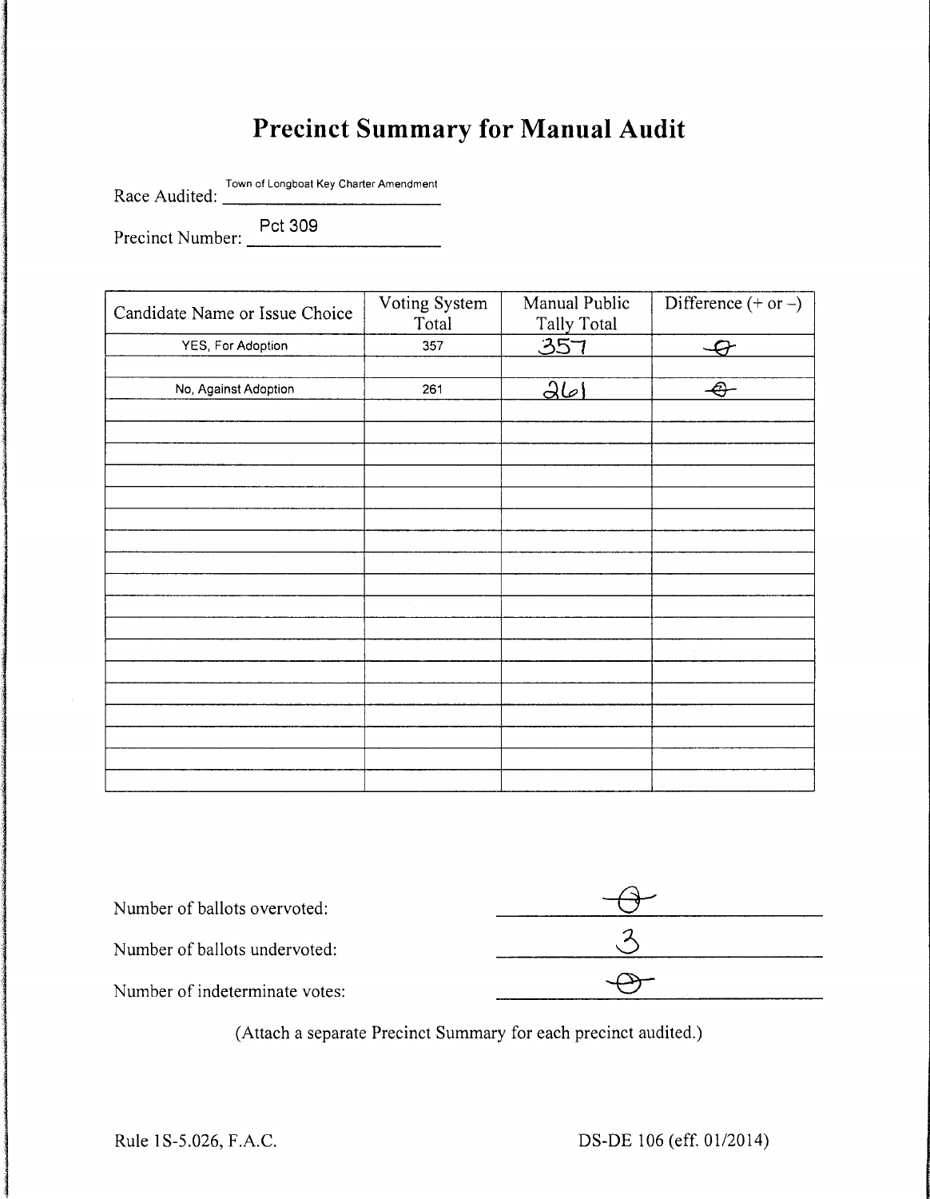# Precinct Summary for Manual Audit

Race Audited: Town of Longboat Key Charter Amendment

Precinct Number: Pct 309

| Candidate Name or Issue Choice | Voting System Total | Manual Public Tally Total | Difference (+ or –) |
|---|---|---|---|
| YES, For Adoption | 357 | 357 | 0 |
| | | | |
| No, Against Adoption | 261 | 261 | 0 |
| | | | |
| | | | |
| | | | |
| | | | |
| | | | |
| | | | |
| | | | |
| | | | |
| | | | |
| | | | |
| | | | |
| | | | |
| | | | |
| | | | |
| | | | |
| | | | |
| | | | |
| | | | |

Number of ballots overvoted: 0

Number of ballots undervoted: 3

Number of indeterminate votes: 0

(Attach a separate Precinct Summary for each precinct audited.)

Rule 1S-5.026, F.A.C.

DS-DE 106 (eff. 01/2014)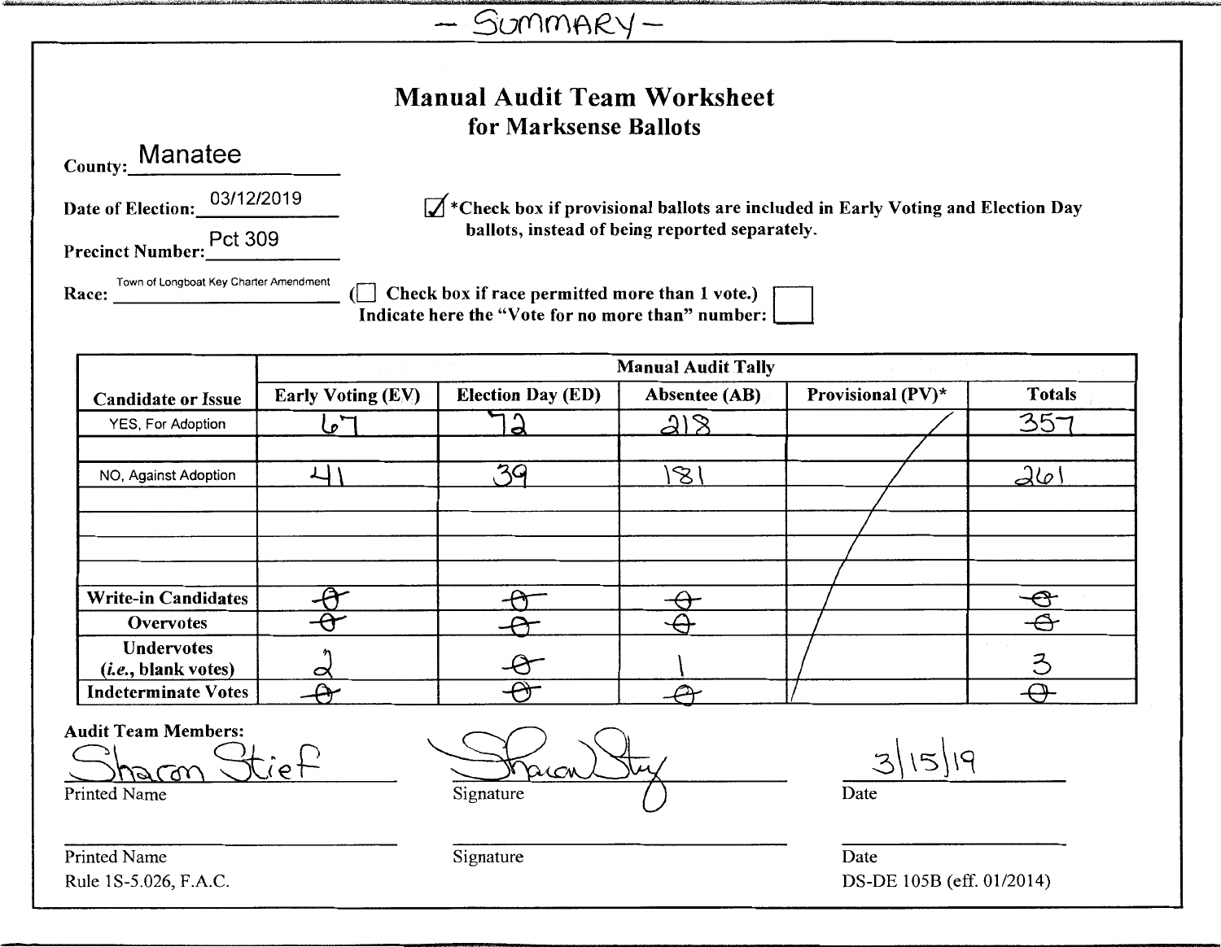– SUMMARY –

# Manual Audit Team Worksheet
## for Marksense Ballots

**County:** Manatee

**Date of Election:** 03/12/2019

**Precinct Number:** Pct 309

**Race:** Town of Longboat Key Charter Amendment

☑ ***Check box if provisional ballots are included in Early Voting and Election Day ballots, instead of being reported separately.**

**(☐ Check box if race permitted more than 1 vote.)**
**Indicate here the "Vote for no more than" number:** ☐

| Candidate or Issue | Manual Audit Tally | | | | |
|---|---|---|---|---|---|
| | **Early Voting (EV)** | **Election Day (ED)** | **Absentee (AB)** | **Provisional (PV)*** | **Totals** |
| YES, For Adoption | 67 | 72 | 218 | | 357 |
| | | | | | |
| NO, Against Adoption | 41 | 39 | 181 | | 261 |
| | | | | | |
| | | | | | |
| | | | | | |
| | | | | | |
| **Write-in Candidates** | 0 | 0 | 0 | | 0 |
| **Overvotes** | 0 | 0 | 0 | | 0 |
| **Undervotes (*i.e.*, blank votes)** | 2 | 0 | 1 | | 3 |
| **Indeterminate Votes** | 0 | 0 | 0 | | 0 |

**Audit Team Members:**

| Printed Name | Signature | Date |
|---|---|---|
| Sharon Stief | [signature] | 3/15/19 |
| | | |

Rule 1S-5.026, F.A.C.

DS-DE 105B (eff. 01/2014)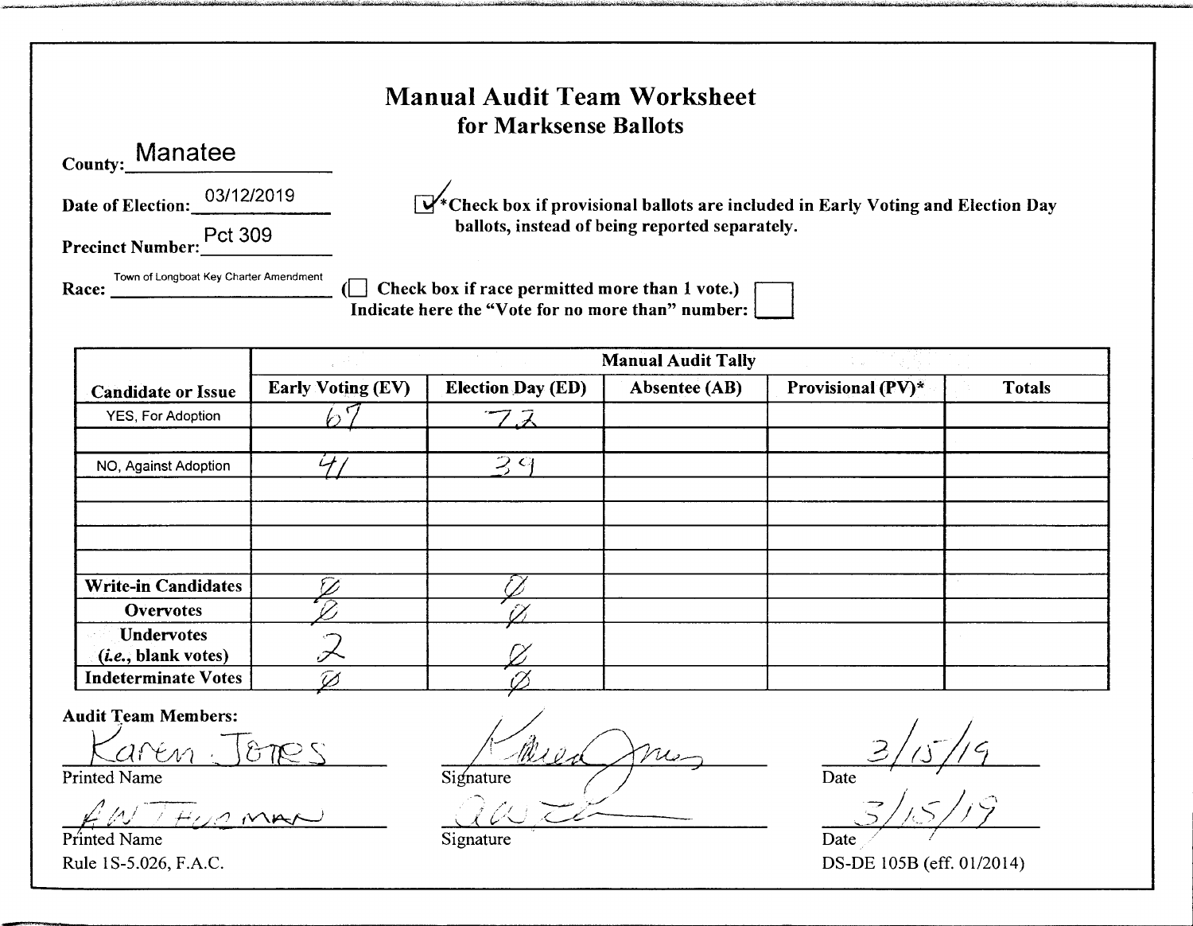# Manual Audit Team Worksheet
## for Marksense Ballots

**County:** Manatee

**Date of Election:** 03/12/2019

**Precinct Number:** Pct 309

**Race:** Town of Longboat Key Charter Amendment

☑ *Check box if provisional ballots are included in Early Voting and Election Day ballots, instead of being reported separately.

(☐ Check box if race permitted more than 1 vote.)
Indicate here the "Vote for no more than" number: ☐

| | Manual Audit Tally | | | | |
|---|---|---|---|---|---|
| **Candidate or Issue** | **Early Voting (EV)** | **Election Day (ED)** | **Absentee (AB)** | **Provisional (PV)*** | **Totals** |
| YES, For Adoption | 67 | 72 | | | |
| | | | | | |
| NO, Against Adoption | 41 | 39 | | | |
| | | | | | |
| | | | | | |
| | | | | | |
| | | | | | |
| **Write-in Candidates** | Ø | Ø | | | |
| **Overvotes** | Ø | Ø | | | |
| **Undervotes (*i.e.*, blank votes)** | 2 | Ø | | | |
| **Indeterminate Votes** | Ø | Ø | | | |

**Audit Team Members:**

| Printed Name | Signature | Date |
|---|---|---|
| Karen Jones | Karen Jones | 3/15/19 |
| A W Thurman | A W T | 3/15/19 |

Rule 1S-5.026, F.A.C.

DS-DE 105B (eff. 01/2014)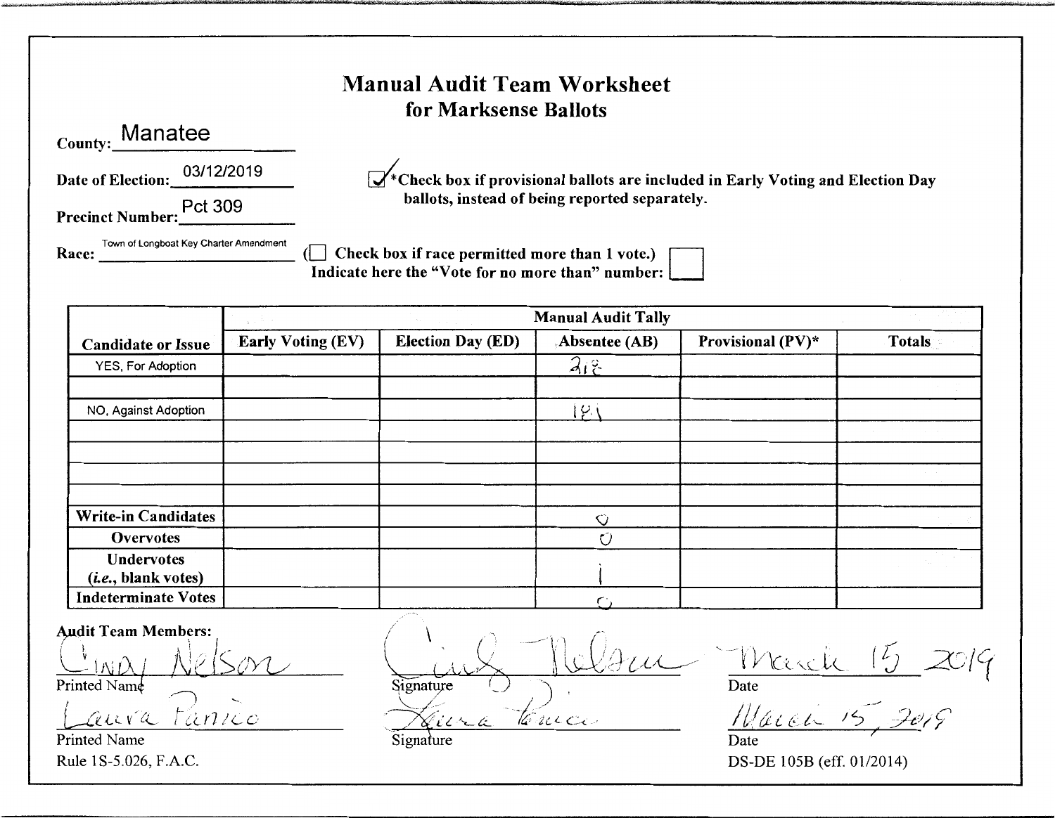# Manual Audit Team Worksheet
## for Marksense Ballots

County: Manatee

Date of Election: 03/12/2019

Precinct Number: Pct 309

☑ *Check box if provisional ballots are included in Early Voting and Election Day ballots, instead of being reported separately.

Race: Town of Longboat Key Charter Amendment

(☐ Check box if race permitted more than 1 vote.)
Indicate here the "Vote for no more than" number: ☐

| Candidate or Issue | Manual Audit Tally | | | | |
|---|---|---|---|---|---|
| | Early Voting (EV) | Election Day (ED) | Absentee (AB) | Provisional (PV)* | Totals |
| YES, For Adoption | | | 218 | | |
| | | | | | |
| NO, Against Adoption | | | 181 | | |
| | | | | | |
| | | | | | |
| | | | | | |
| | | | | | |
| Write-in Candidates | | | 0 | | |
| Overvotes | | | 0 | | |
| Undervotes (*i.e.*, blank votes) | | | 1 | | |
| Indeterminate Votes | | | 0 | | |

**Audit Team Members:**

| Printed Name | Signature | Date |
|---|---|---|
| Cindy Nelson | Cindy Nelson | March 15 2019 |
| Laura Panico | Laura Panico | March 15, 2019 |

Rule 1S-5.026, F.A.C.

DS-DE 105B (eff. 01/2014)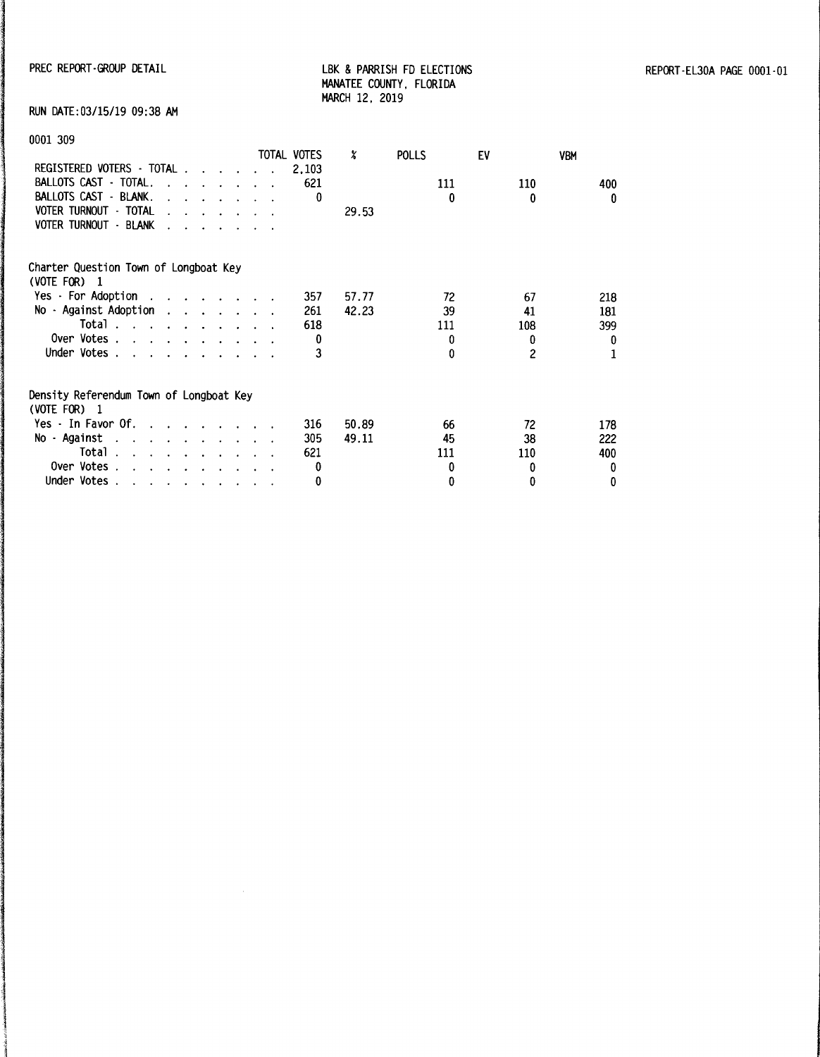PREC REPORT-GROUP DETAIL

LBK & PARRISH FD ELECTIONS
MANATEE COUNTY, FLORIDA
MARCH 12, 2019

REPORT-EL30A PAGE 0001-01

RUN DATE:03/15/19 09:38 AM

0001 309

| | TOTAL VOTES | % | POLLS | EV | VBM |
|---|---|---|---|---|---|
| REGISTERED VOTERS - TOTAL | 2,103 | | | | |
| BALLOTS CAST - TOTAL. | 621 | | 111 | 110 | 400 |
| BALLOTS CAST - BLANK. | 0 | | 0 | 0 | 0 |
| VOTER TURNOUT - TOTAL | | 29.53 | | | |
| VOTER TURNOUT - BLANK | | | | | |

Charter Question Town of Longboat Key
(VOTE FOR) 1

| | TOTAL VOTES | % | POLLS | EV | VBM |
|---|---|---|---|---|---|
| Yes - For Adoption | 357 | 57.77 | 72 | 67 | 218 |
| No - Against Adoption | 261 | 42.23 | 39 | 41 | 181 |
| Total | 618 | | 111 | 108 | 399 |
| Over Votes | 0 | | 0 | 0 | 0 |
| Under Votes | 3 | | 0 | 2 | 1 |

Density Referendum Town of Longboat Key
(VOTE FOR) 1

| | TOTAL VOTES | % | POLLS | EV | VBM |
|---|---|---|---|---|---|
| Yes - In Favor Of. | 316 | 50.89 | 66 | 72 | 178 |
| No - Against | 305 | 49.11 | 45 | 38 | 222 |
| Total | 621 | | 111 | 110 | 400 |
| Over Votes | 0 | | 0 | 0 | 0 |
| Under Votes | 0 | | 0 | 0 | 0 |